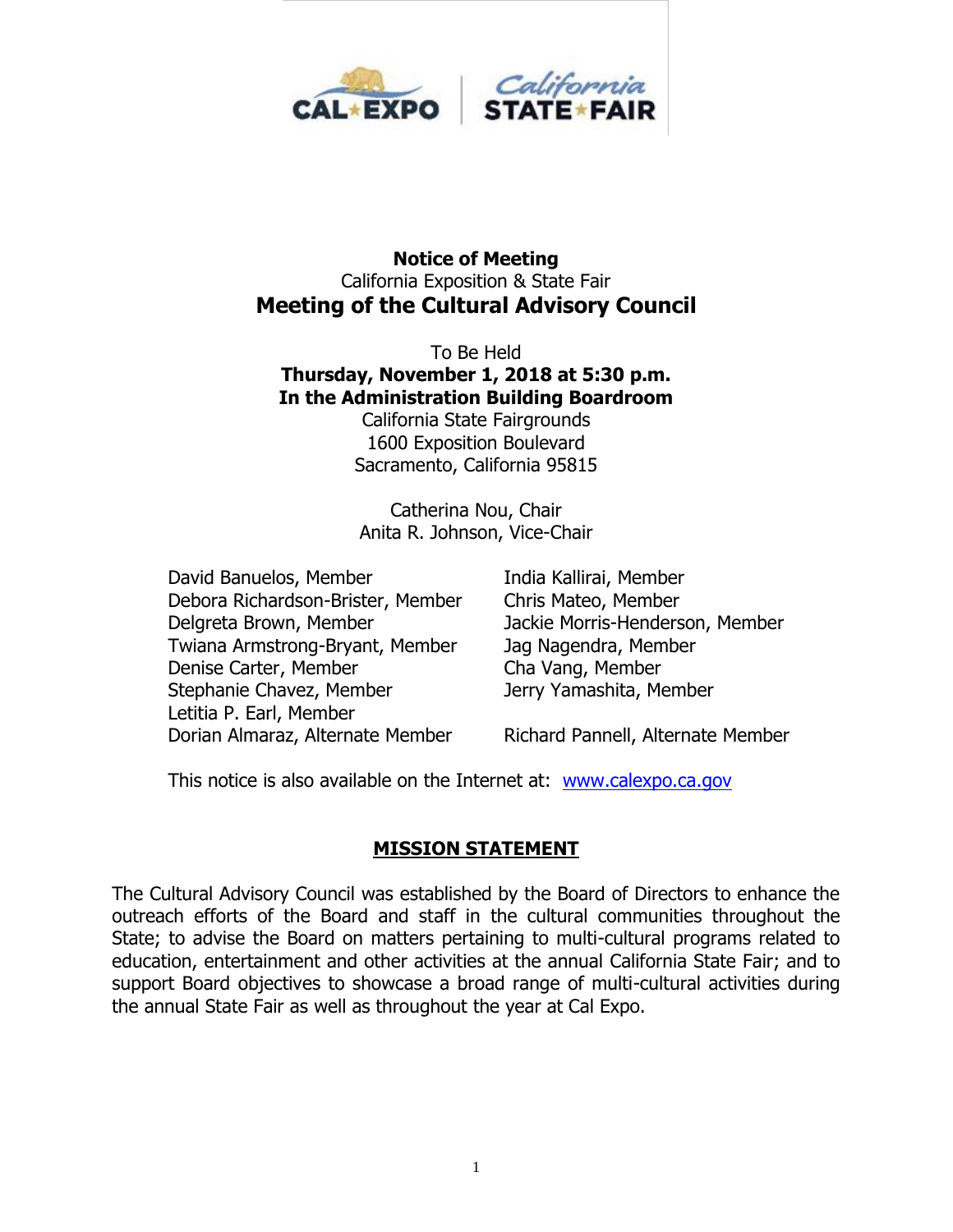**Notice of Meeting**

California Exposition & State Fair

# Meeting of the Cultural Advisory Council

To Be Held

**Thursday, November 1, 2018 at 5:30 p.m.**

**In the Administration Building Boardroom**

California State Fairgrounds

1600 Exposition Boulevard

Sacramento, California 95815

Catherina Nou, Chair

Anita R. Johnson, Vice-Chair

David Banuelos, Member
Debora Richardson-Brister, Member
Delgreta Brown, Member
Twiana Armstrong-Bryant, Member
Denise Carter, Member
Stephanie Chavez, Member
Letitia P. Earl, Member
India Kallirai, Member
Chris Mateo, Member
Jackie Morris-Henderson, Member
Jag Nagendra, Member
Cha Vang, Member
Jerry Yamashita, Member
Dorian Almaraz, Alternate Member
Richard Pannell, Alternate Member

This notice is also available on the Internet at: www.calexpo.ca.gov

## MISSION STATEMENT

The Cultural Advisory Council was established by the Board of Directors to enhance the outreach efforts of the Board and staff in the cultural communities throughout the State; to advise the Board on matters pertaining to multi-cultural programs related to education, entertainment and other activities at the annual California State Fair; and to support Board objectives to showcase a broad range of multi-cultural activities during the annual State Fair as well as throughout the year at Cal Expo.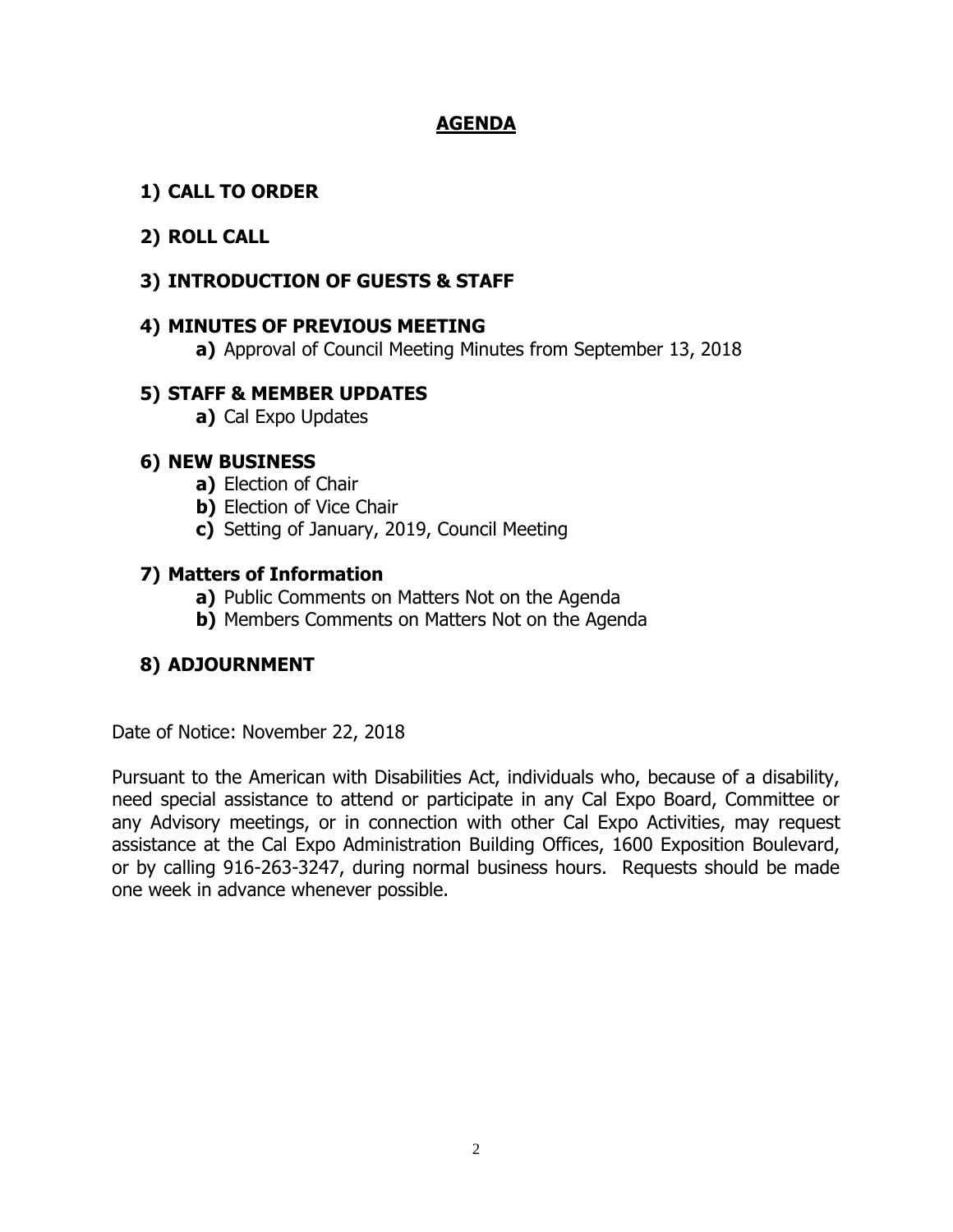# AGENDA

## 1) CALL TO ORDER

## 2) ROLL CALL

## 3) INTRODUCTION OF GUESTS & STAFF

## 4) MINUTES OF PREVIOUS MEETING

**a)** Approval of Council Meeting Minutes from September 13, 2018

## 5) STAFF & MEMBER UPDATES

**a)** Cal Expo Updates

## 6) NEW BUSINESS

**a)** Election of Chair
**b)** Election of Vice Chair
**c)** Setting of January, 2019, Council Meeting

## 7) Matters of Information

**a)** Public Comments on Matters Not on the Agenda
**b)** Members Comments on Matters Not on the Agenda

## 8) ADJOURNMENT

Date of Notice: November 22, 2018

Pursuant to the American with Disabilities Act, individuals who, because of a disability, need special assistance to attend or participate in any Cal Expo Board, Committee or any Advisory meetings, or in connection with other Cal Expo Activities, may request assistance at the Cal Expo Administration Building Offices, 1600 Exposition Boulevard, or by calling 916-263-3247, during normal business hours. Requests should be made one week in advance whenever possible.